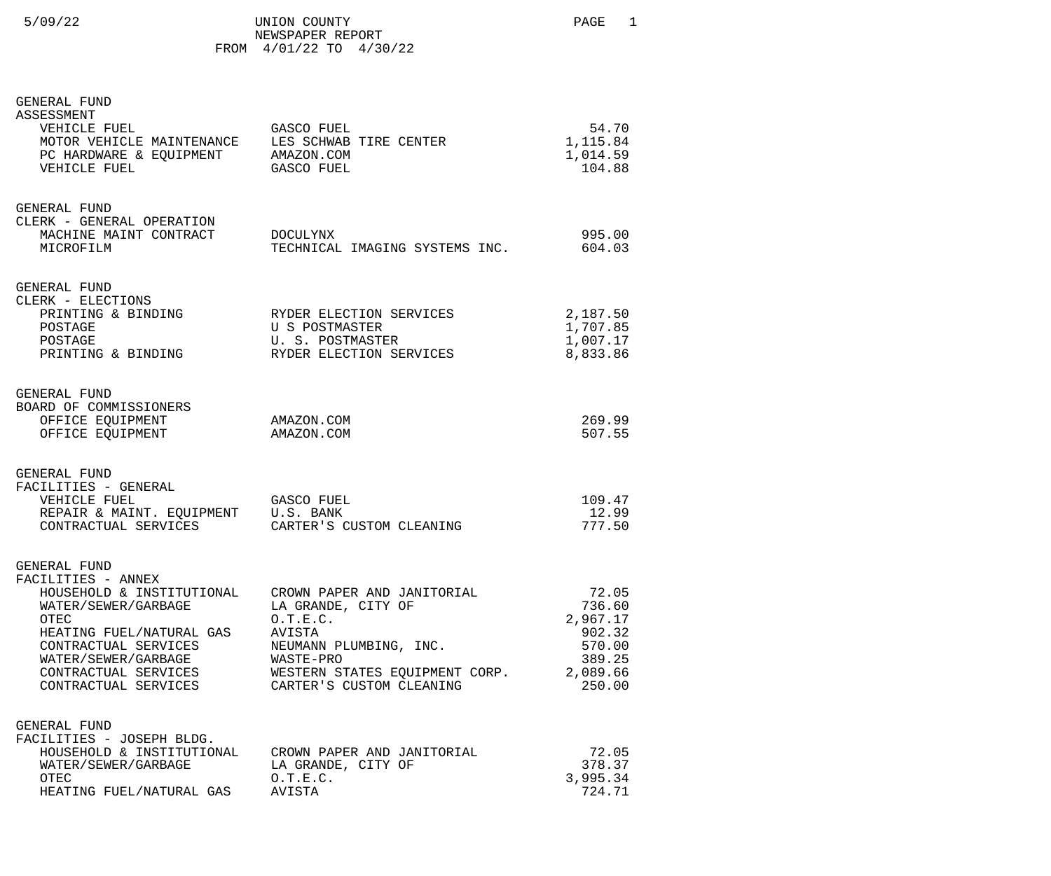5/09/22

# UNION COUNTY
## NEWSPAPER REPORT
FROM 4/01/22 TO 4/30/22

### GENERAL FUND
#### ASSESSMENT

| Account | Vendor | Amount |
|---|---|---|
| VEHICLE FUEL | GASCO FUEL | 54.70 |
| MOTOR VEHICLE MAINTENANCE | LES SCHWAB TIRE CENTER | 1,115.84 |
| PC HARDWARE & EQUIPMENT | AMAZON.COM | 1,014.59 |
| VEHICLE FUEL | GASCO FUEL | 104.88 |

### GENERAL FUND
#### CLERK - GENERAL OPERATION

| Account | Vendor | Amount |
|---|---|---|
| MACHINE MAINT CONTRACT | DOCULYNX | 995.00 |
| MICROFILM | TECHNICAL IMAGING SYSTEMS INC. | 604.03 |

### GENERAL FUND
#### CLERK - ELECTIONS

| Account | Vendor | Amount |
|---|---|---|
| PRINTING & BINDING | RYDER ELECTION SERVICES | 2,187.50 |
| POSTAGE | U S POSTMASTER | 1,707.85 |
| POSTAGE | U. S. POSTMASTER | 1,007.17 |
| PRINTING & BINDING | RYDER ELECTION SERVICES | 8,833.86 |

### GENERAL FUND
#### BOARD OF COMMISSIONERS

| Account | Vendor | Amount |
|---|---|---|
| OFFICE EQUIPMENT | AMAZON.COM | 269.99 |
| OFFICE EQUIPMENT | AMAZON.COM | 507.55 |

### GENERAL FUND
#### FACILITIES - GENERAL

| Account | Vendor | Amount |
|---|---|---|
| VEHICLE FUEL | GASCO FUEL | 109.47 |
| REPAIR & MAINT. EQUIPMENT | U.S. BANK | 12.99 |
| CONTRACTUAL SERVICES | CARTER'S CUSTOM CLEANING | 777.50 |

### GENERAL FUND
#### FACILITIES - ANNEX

| Account | Vendor | Amount |
|---|---|---|
| HOUSEHOLD & INSTITUTIONAL | CROWN PAPER AND JANITORIAL | 72.05 |
| WATER/SEWER/GARBAGE | LA GRANDE, CITY OF | 736.60 |
| OTEC | O.T.E.C. | 2,967.17 |
| HEATING FUEL/NATURAL GAS | AVISTA | 902.32 |
| CONTRACTUAL SERVICES | NEUMANN PLUMBING, INC. | 570.00 |
| WATER/SEWER/GARBAGE | WASTE-PRO | 389.25 |
| CONTRACTUAL SERVICES | WESTERN STATES EQUIPMENT CORP. | 2,089.66 |
| CONTRACTUAL SERVICES | CARTER'S CUSTOM CLEANING | 250.00 |

### GENERAL FUND
#### FACILITIES - JOSEPH BLDG.

| Account | Vendor | Amount |
|---|---|---|
| HOUSEHOLD & INSTITUTIONAL | CROWN PAPER AND JANITORIAL | 72.05 |
| WATER/SEWER/GARBAGE | LA GRANDE, CITY OF | 378.37 |
| OTEC | O.T.E.C. | 3,995.34 |
| HEATING FUEL/NATURAL GAS | AVISTA | 724.71 |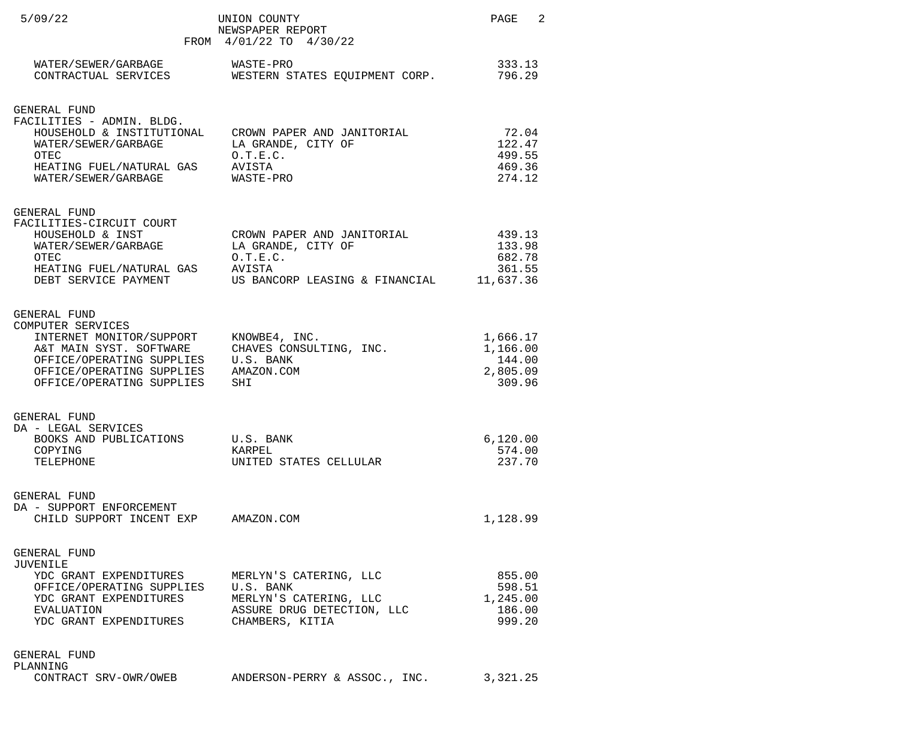| Account | Vendor | Amount |
|---|---|---|
| WATER/SEWER/GARBAGE | WASTE-PRO | 333.13 |
| CONTRACTUAL SERVICES | WESTERN STATES EQUIPMENT CORP. | 796.29 |

GENERAL FUND
FACILITIES - ADMIN. BLDG.

| Account | Vendor | Amount |
|---|---|---|
| HOUSEHOLD & INSTITUTIONAL | CROWN PAPER AND JANITORIAL | 72.04 |
| WATER/SEWER/GARBAGE | LA GRANDE, CITY OF | 122.47 |
| OTEC | O.T.E.C. | 499.55 |
| HEATING FUEL/NATURAL GAS | AVISTA | 469.36 |
| WATER/SEWER/GARBAGE | WASTE-PRO | 274.12 |

GENERAL FUND
FACILITIES-CIRCUIT COURT

| Account | Vendor | Amount |
|---|---|---|
| HOUSEHOLD & INST | CROWN PAPER AND JANITORIAL | 439.13 |
| WATER/SEWER/GARBAGE | LA GRANDE, CITY OF | 133.98 |
| OTEC | O.T.E.C. | 682.78 |
| HEATING FUEL/NATURAL GAS | AVISTA | 361.55 |
| DEBT SERVICE PAYMENT | US BANCORP LEASING & FINANCIAL | 11,637.36 |

GENERAL FUND
COMPUTER SERVICES

| Account | Vendor | Amount |
|---|---|---|
| INTERNET MONITOR/SUPPORT | KNOWBE4, INC. | 1,666.17 |
| A&T MAIN SYST. SOFTWARE | CHAVES CONSULTING, INC. | 1,166.00 |
| OFFICE/OPERATING SUPPLIES | U.S. BANK | 144.00 |
| OFFICE/OPERATING SUPPLIES | AMAZON.COM | 2,805.09 |
| OFFICE/OPERATING SUPPLIES | SHI | 309.96 |

GENERAL FUND
DA - LEGAL SERVICES

| Account | Vendor | Amount |
|---|---|---|
| BOOKS AND PUBLICATIONS | U.S. BANK | 6,120.00 |
| COPYING | KARPEL | 574.00 |
| TELEPHONE | UNITED STATES CELLULAR | 237.70 |

GENERAL FUND
DA - SUPPORT ENFORCEMENT

| Account | Vendor | Amount |
|---|---|---|
| CHILD SUPPORT INCENT EXP | AMAZON.COM | 1,128.99 |

GENERAL FUND
JUVENILE

| Account | Vendor | Amount |
|---|---|---|
| YDC GRANT EXPENDITURES | MERLYN'S CATERING, LLC | 855.00 |
| OFFICE/OPERATING SUPPLIES | U.S. BANK | 598.51 |
| YDC GRANT EXPENDITURES | MERLYN'S CATERING, LLC | 1,245.00 |
| EVALUATION | ASSURE DRUG DETECTION, LLC | 186.00 |
| YDC GRANT EXPENDITURES | CHAMBERS, KITIA | 999.20 |

GENERAL FUND
PLANNING

| Account | Vendor | Amount |
|---|---|---|
| CONTRACT SRV-OWR/OWEB | ANDERSON-PERRY & ASSOC., INC. | 3,321.25 |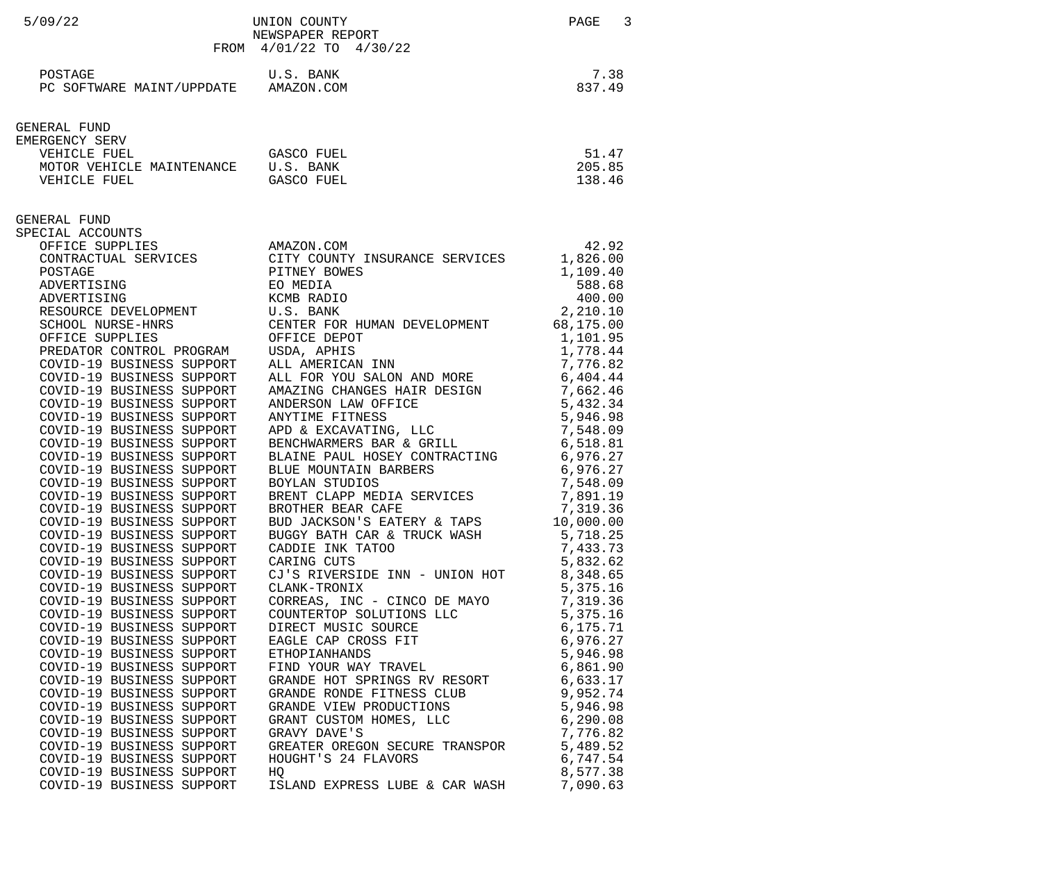| | | |
|---|---|---|
| POSTAGE | U.S. BANK | 7.38 |
| PC SOFTWARE MAINT/UPPDATE | AMAZON.COM | 837.49 |

GENERAL FUND
EMERGENCY SERV

| | | |
|---|---|---|
| VEHICLE FUEL | GASCO FUEL | 51.47 |
| MOTOR VEHICLE MAINTENANCE | U.S. BANK | 205.85 |
| VEHICLE FUEL | GASCO FUEL | 138.46 |

GENERAL FUND
SPECIAL ACCOUNTS

| | | |
|---|---|---|
| OFFICE SUPPLIES | AMAZON.COM | 42.92 |
| CONTRACTUAL SERVICES | CITY COUNTY INSURANCE SERVICES | 1,826.00 |
| POSTAGE | PITNEY BOWES | 1,109.40 |
| ADVERTISING | EO MEDIA | 588.68 |
| ADVERTISING | KCMB RADIO | 400.00 |
| RESOURCE DEVELOPMENT | U.S. BANK | 2,210.10 |
| SCHOOL NURSE-HNRS | CENTER FOR HUMAN DEVELOPMENT | 68,175.00 |
| OFFICE SUPPLIES | OFFICE DEPOT | 1,101.95 |
| PREDATOR CONTROL PROGRAM | USDA, APHIS | 1,778.44 |
| COVID-19 BUSINESS SUPPORT | ALL AMERICAN INN | 7,776.82 |
| COVID-19 BUSINESS SUPPORT | ALL FOR YOU SALON AND MORE | 6,404.44 |
| COVID-19 BUSINESS SUPPORT | AMAZING CHANGES HAIR DESIGN | 7,662.46 |
| COVID-19 BUSINESS SUPPORT | ANDERSON LAW OFFICE | 5,432.34 |
| COVID-19 BUSINESS SUPPORT | ANYTIME FITNESS | 5,946.98 |
| COVID-19 BUSINESS SUPPORT | APD & EXCAVATING, LLC | 7,548.09 |
| COVID-19 BUSINESS SUPPORT | BENCHWARMERS BAR & GRILL | 6,518.81 |
| COVID-19 BUSINESS SUPPORT | BLAINE PAUL HOSEY CONTRACTING | 6,976.27 |
| COVID-19 BUSINESS SUPPORT | BLUE MOUNTAIN BARBERS | 6,976.27 |
| COVID-19 BUSINESS SUPPORT | BOYLAN STUDIOS | 7,548.09 |
| COVID-19 BUSINESS SUPPORT | BRENT CLAPP MEDIA SERVICES | 7,891.19 |
| COVID-19 BUSINESS SUPPORT | BROTHER BEAR CAFE | 7,319.36 |
| COVID-19 BUSINESS SUPPORT | BUD JACKSON'S EATERY & TAPS | 10,000.00 |
| COVID-19 BUSINESS SUPPORT | BUGGY BATH CAR & TRUCK WASH | 5,718.25 |
| COVID-19 BUSINESS SUPPORT | CADDIE INK TATOO | 7,433.73 |
| COVID-19 BUSINESS SUPPORT | CARING CUTS | 5,832.62 |
| COVID-19 BUSINESS SUPPORT | CJ'S RIVERSIDE INN - UNION HOT | 8,348.65 |
| COVID-19 BUSINESS SUPPORT | CLANK-TRONIX | 5,375.16 |
| COVID-19 BUSINESS SUPPORT | CORREAS, INC - CINCO DE MAYO | 7,319.36 |
| COVID-19 BUSINESS SUPPORT | COUNTERTOP SOLUTIONS LLC | 5,375.16 |
| COVID-19 BUSINESS SUPPORT | DIRECT MUSIC SOURCE | 6,175.71 |
| COVID-19 BUSINESS SUPPORT | EAGLE CAP CROSS FIT | 6,976.27 |
| COVID-19 BUSINESS SUPPORT | ETHOPIANHANDS | 5,946.98 |
| COVID-19 BUSINESS SUPPORT | FIND YOUR WAY TRAVEL | 6,861.90 |
| COVID-19 BUSINESS SUPPORT | GRANDE HOT SPRINGS RV RESORT | 6,633.17 |
| COVID-19 BUSINESS SUPPORT | GRANDE RONDE FITNESS CLUB | 9,952.74 |
| COVID-19 BUSINESS SUPPORT | GRANDE VIEW PRODUCTIONS | 5,946.98 |
| COVID-19 BUSINESS SUPPORT | GRANT CUSTOM HOMES, LLC | 6,290.08 |
| COVID-19 BUSINESS SUPPORT | GRAVY DAVE'S | 7,776.82 |
| COVID-19 BUSINESS SUPPORT | GREATER OREGON SECURE TRANSPOR | 5,489.52 |
| COVID-19 BUSINESS SUPPORT | HOUGHT'S 24 FLAVORS | 6,747.54 |
| COVID-19 BUSINESS SUPPORT | HQ | 8,577.38 |
| COVID-19 BUSINESS SUPPORT | ISLAND EXPRESS LUBE & CAR WASH | 7,090.63 |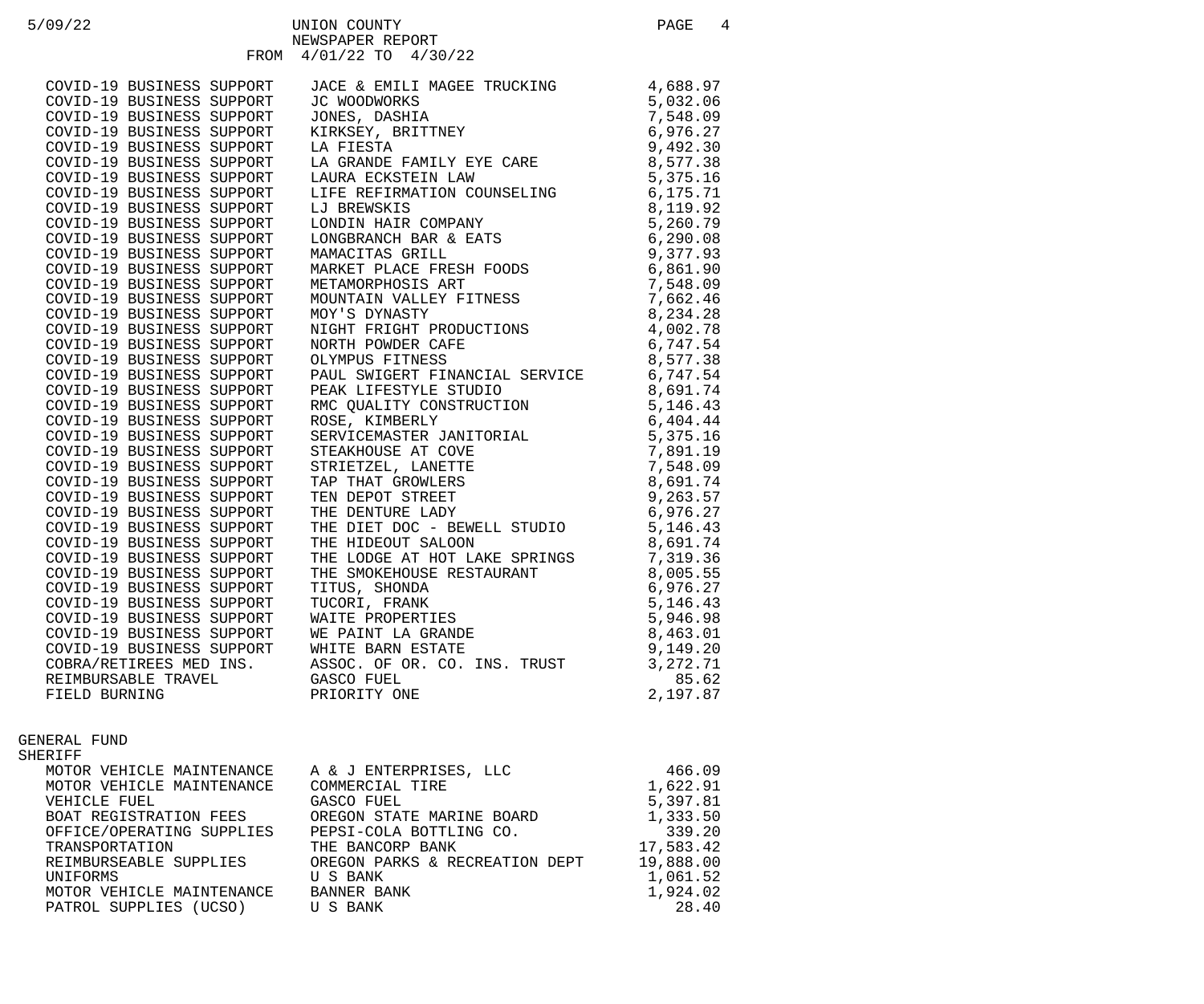UNION COUNTY
NEWSPAPER REPORT
FROM 4/01/22 TO 4/30/22

| | | |
|---|---|---|
| COVID-19 BUSINESS SUPPORT | JACE & EMILI MAGEE TRUCKING | 4,688.97 |
| COVID-19 BUSINESS SUPPORT | JC WOODWORKS | 5,032.06 |
| COVID-19 BUSINESS SUPPORT | JONES, DASHIA | 7,548.09 |
| COVID-19 BUSINESS SUPPORT | KIRKSEY, BRITTNEY | 6,976.27 |
| COVID-19 BUSINESS SUPPORT | LA FIESTA | 9,492.30 |
| COVID-19 BUSINESS SUPPORT | LA GRANDE FAMILY EYE CARE | 8,577.38 |
| COVID-19 BUSINESS SUPPORT | LAURA ECKSTEIN LAW | 5,375.16 |
| COVID-19 BUSINESS SUPPORT | LIFE REFIRMATION COUNSELING | 6,175.71 |
| COVID-19 BUSINESS SUPPORT | LJ BREWSKIS | 8,119.92 |
| COVID-19 BUSINESS SUPPORT | LONDIN HAIR COMPANY | 5,260.79 |
| COVID-19 BUSINESS SUPPORT | LONGBRANCH BAR & EATS | 6,290.08 |
| COVID-19 BUSINESS SUPPORT | MAMACITAS GRILL | 9,377.93 |
| COVID-19 BUSINESS SUPPORT | MARKET PLACE FRESH FOODS | 6,861.90 |
| COVID-19 BUSINESS SUPPORT | METAMORPHOSIS ART | 7,548.09 |
| COVID-19 BUSINESS SUPPORT | MOUNTAIN VALLEY FITNESS | 7,662.46 |
| COVID-19 BUSINESS SUPPORT | MOY'S DYNASTY | 8,234.28 |
| COVID-19 BUSINESS SUPPORT | NIGHT FRIGHT PRODUCTIONS | 4,002.78 |
| COVID-19 BUSINESS SUPPORT | NORTH POWDER CAFE | 6,747.54 |
| COVID-19 BUSINESS SUPPORT | OLYMPUS FITNESS | 8,577.38 |
| COVID-19 BUSINESS SUPPORT | PAUL SWIGERT FINANCIAL SERVICE | 6,747.54 |
| COVID-19 BUSINESS SUPPORT | PEAK LIFESTYLE STUDIO | 8,691.74 |
| COVID-19 BUSINESS SUPPORT | RMC QUALITY CONSTRUCTION | 5,146.43 |
| COVID-19 BUSINESS SUPPORT | ROSE, KIMBERLY | 6,404.44 |
| COVID-19 BUSINESS SUPPORT | SERVICEMASTER JANITORIAL | 5,375.16 |
| COVID-19 BUSINESS SUPPORT | STEAKHOUSE AT COVE | 7,891.19 |
| COVID-19 BUSINESS SUPPORT | STRIETZEL, LANETTE | 7,548.09 |
| COVID-19 BUSINESS SUPPORT | TAP THAT GROWLERS | 8,691.74 |
| COVID-19 BUSINESS SUPPORT | TEN DEPOT STREET | 9,263.57 |
| COVID-19 BUSINESS SUPPORT | THE DENTURE LADY | 6,976.27 |
| COVID-19 BUSINESS SUPPORT | THE DIET DOC - BEWELL STUDIO | 5,146.43 |
| COVID-19 BUSINESS SUPPORT | THE HIDEOUT SALOON | 8,691.74 |
| COVID-19 BUSINESS SUPPORT | THE LODGE AT HOT LAKE SPRINGS | 7,319.36 |
| COVID-19 BUSINESS SUPPORT | THE SMOKEHOUSE RESTAURANT | 8,005.55 |
| COVID-19 BUSINESS SUPPORT | TITUS, SHONDA | 6,976.27 |
| COVID-19 BUSINESS SUPPORT | TUCORI, FRANK | 5,146.43 |
| COVID-19 BUSINESS SUPPORT | WAITE PROPERTIES | 5,946.98 |
| COVID-19 BUSINESS SUPPORT | WE PAINT LA GRANDE | 8,463.01 |
| COVID-19 BUSINESS SUPPORT | WHITE BARN ESTATE | 9,149.20 |
| COBRA/RETIREES MED INS. | ASSOC. OF OR. CO. INS. TRUST | 3,272.71 |
| REIMBURSABLE TRAVEL | GASCO FUEL | 85.62 |
| FIELD BURNING | PRIORITY ONE | 2,197.87 |

GENERAL FUND
SHERIFF

| | | |
|---|---|---|
| MOTOR VEHICLE MAINTENANCE | A & J ENTERPRISES, LLC | 466.09 |
| MOTOR VEHICLE MAINTENANCE | COMMERCIAL TIRE | 1,622.91 |
| VEHICLE FUEL | GASCO FUEL | 5,397.81 |
| BOAT REGISTRATION FEES | OREGON STATE MARINE BOARD | 1,333.50 |
| OFFICE/OPERATING SUPPLIES | PEPSI-COLA BOTTLING CO. | 339.20 |
| TRANSPORTATION | THE BANCORP BANK | 17,583.42 |
| REIMBURSEABLE SUPPLIES | OREGON PARKS & RECREATION DEPT | 19,888.00 |
| UNIFORMS | U S BANK | 1,061.52 |
| MOTOR VEHICLE MAINTENANCE | BANNER BANK | 1,924.02 |
| PATROL SUPPLIES (UCSO) | U S BANK | 28.40 |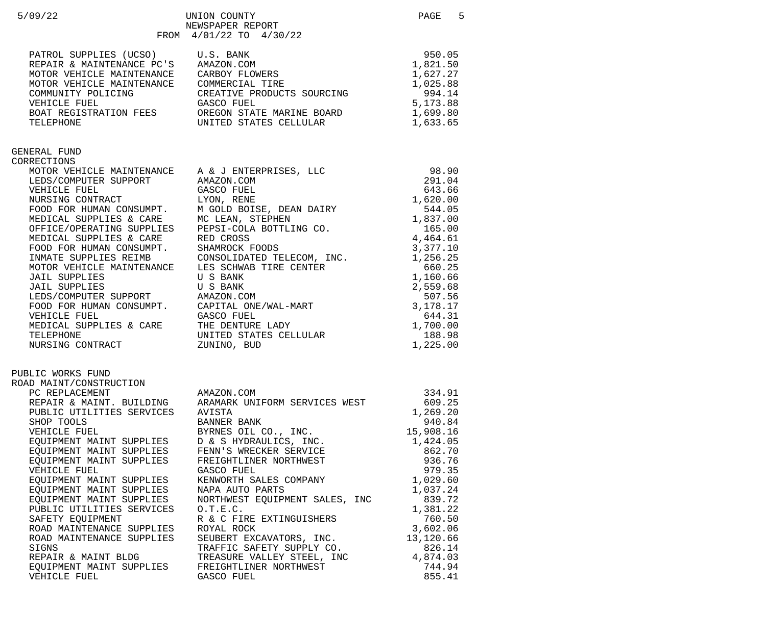| Account | Vendor | Amount |
|---|---|---|
| PATROL SUPPLIES (UCSO) | U.S. BANK | 950.05 |
| REPAIR & MAINTENANCE PC'S | AMAZON.COM | 1,821.50 |
| MOTOR VEHICLE MAINTENANCE | CARBOY FLOWERS | 1,627.27 |
| MOTOR VEHICLE MAINTENANCE | COMMERCIAL TIRE | 1,025.88 |
| COMMUNITY POLICING | CREATIVE PRODUCTS SOURCING | 994.14 |
| VEHICLE FUEL | GASCO FUEL | 5,173.88 |
| BOAT REGISTRATION FEES | OREGON STATE MARINE BOARD | 1,699.80 |
| TELEPHONE | UNITED STATES CELLULAR | 1,633.65 |

## GENERAL FUND

### CORRECTIONS

| Account | Vendor | Amount |
|---|---|---|
| MOTOR VEHICLE MAINTENANCE | A & J ENTERPRISES, LLC | 98.90 |
| LEDS/COMPUTER SUPPORT | AMAZON.COM | 291.04 |
| VEHICLE FUEL | GASCO FUEL | 643.66 |
| NURSING CONTRACT | LYON, RENE | 1,620.00 |
| FOOD FOR HUMAN CONSUMPT. | M GOLD BOISE, DEAN DAIRY | 544.05 |
| MEDICAL SUPPLIES & CARE | MC LEAN, STEPHEN | 1,837.00 |
| OFFICE/OPERATING SUPPLIES | PEPSI-COLA BOTTLING CO. | 165.00 |
| MEDICAL SUPPLIES & CARE | RED CROSS | 4,464.61 |
| FOOD FOR HUMAN CONSUMPT. | SHAMROCK FOODS | 3,377.10 |
| INMATE SUPPLIES REIMB | CONSOLIDATED TELECOM, INC. | 1,256.25 |
| MOTOR VEHICLE MAINTENANCE | LES SCHWAB TIRE CENTER | 660.25 |
| JAIL SUPPLIES | U S BANK | 1,160.66 |
| JAIL SUPPLIES | U S BANK | 2,559.68 |
| LEDS/COMPUTER SUPPORT | AMAZON.COM | 507.56 |
| FOOD FOR HUMAN CONSUMPT. | CAPITAL ONE/WAL-MART | 3,178.17 |
| VEHICLE FUEL | GASCO FUEL | 644.31 |
| MEDICAL SUPPLIES & CARE | THE DENTURE LADY | 1,700.00 |
| TELEPHONE | UNITED STATES CELLULAR | 188.98 |
| NURSING CONTRACT | ZUNINO, BUD | 1,225.00 |

## PUBLIC WORKS FUND

### ROAD MAINT/CONSTRUCTION

| Account | Vendor | Amount |
|---|---|---|
| PC REPLACEMENT | AMAZON.COM | 334.91 |
| REPAIR & MAINT. BUILDING | ARAMARK UNIFORM SERVICES WEST | 609.25 |
| PUBLIC UTILITIES SERVICES | AVISTA | 1,269.20 |
| SHOP TOOLS | BANNER BANK | 940.84 |
| VEHICLE FUEL | BYRNES OIL CO., INC. | 15,908.16 |
| EQUIPMENT MAINT SUPPLIES | D & S HYDRAULICS, INC. | 1,424.05 |
| EQUIPMENT MAINT SUPPLIES | FENN'S WRECKER SERVICE | 862.70 |
| EQUIPMENT MAINT SUPPLIES | FREIGHTLINER NORTHWEST | 936.76 |
| VEHICLE FUEL | GASCO FUEL | 979.35 |
| EQUIPMENT MAINT SUPPLIES | KENWORTH SALES COMPANY | 1,029.60 |
| EQUIPMENT MAINT SUPPLIES | NAPA AUTO PARTS | 1,037.24 |
| EQUIPMENT MAINT SUPPLIES | NORTHWEST EQUIPMENT SALES, INC | 839.72 |
| PUBLIC UTILITIES SERVICES | O.T.E.C. | 1,381.22 |
| SAFETY EQUIPMENT | R & C FIRE EXTINGUISHERS | 760.50 |
| ROAD MAINTENANCE SUPPLIES | ROYAL ROCK | 3,602.06 |
| ROAD MAINTENANCE SUPPLIES | SEUBERT EXCAVATORS, INC. | 13,120.66 |
| SIGNS | TRAFFIC SAFETY SUPPLY CO. | 826.14 |
| REPAIR & MAINT BLDG | TREASURE VALLEY STEEL, INC | 4,874.03 |
| EQUIPMENT MAINT SUPPLIES | FREIGHTLINER NORTHWEST | 744.94 |
| VEHICLE FUEL | GASCO FUEL | 855.41 |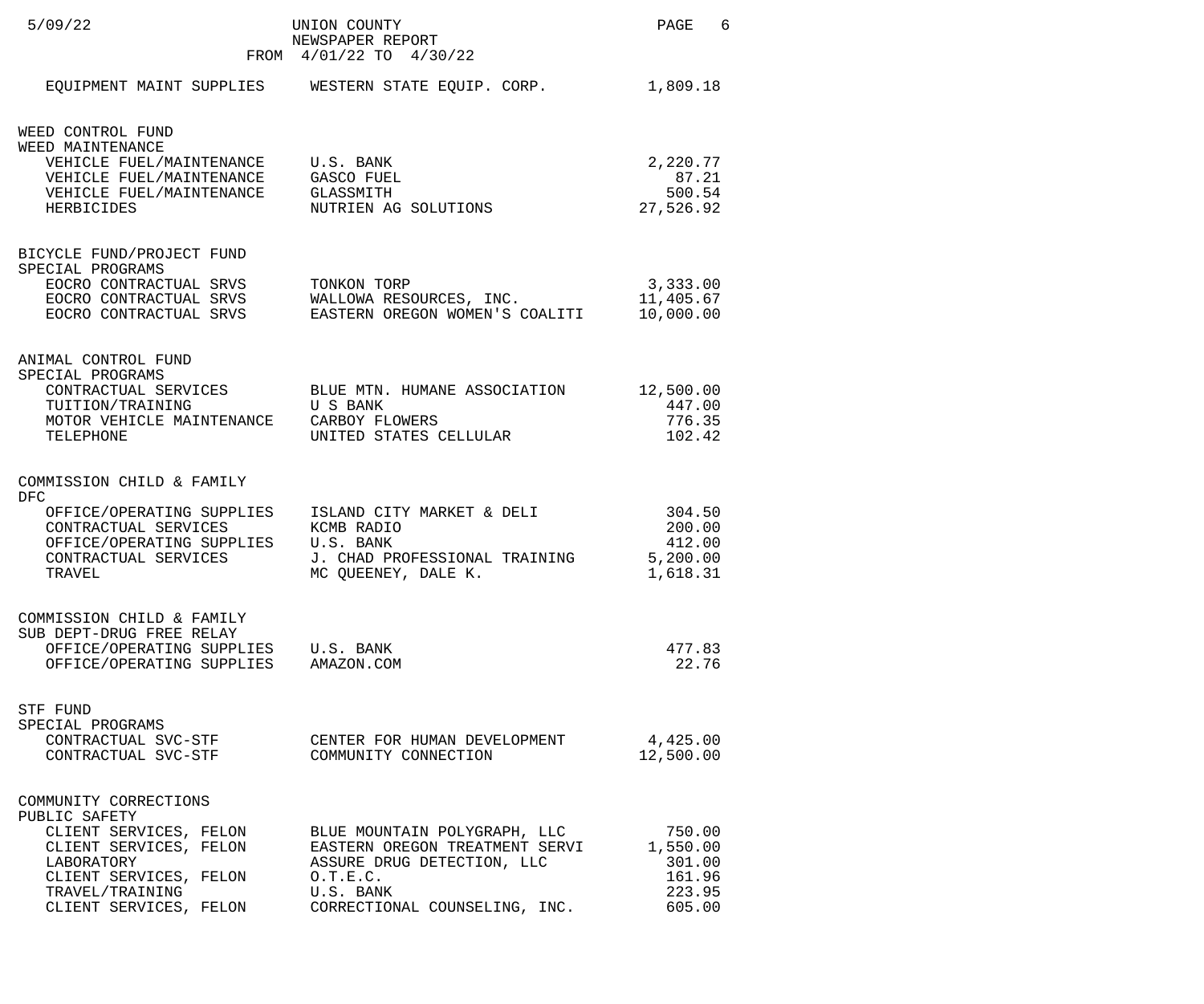| | | |
|---|---|---|
| EQUIPMENT MAINT SUPPLIES | WESTERN STATE EQUIP. CORP. | 1,809.18 |

**WEED CONTROL FUND**
**WEED MAINTENANCE**

| | | |
|---|---|---|
| VEHICLE FUEL/MAINTENANCE | U.S. BANK | 2,220.77 |
| VEHICLE FUEL/MAINTENANCE | GASCO FUEL | 87.21 |
| VEHICLE FUEL/MAINTENANCE | GLASSMITH | 500.54 |
| HERBICIDES | NUTRIEN AG SOLUTIONS | 27,526.92 |

**BICYCLE FUND/PROJECT FUND**
**SPECIAL PROGRAMS**

| | | |
|---|---|---|
| EOCRO CONTRACTUAL SRVS | TONKON TORP | 3,333.00 |
| EOCRO CONTRACTUAL SRVS | WALLOWA RESOURCES, INC. | 11,405.67 |
| EOCRO CONTRACTUAL SRVS | EASTERN OREGON WOMEN'S COALITI | 10,000.00 |

**ANIMAL CONTROL FUND**
**SPECIAL PROGRAMS**

| | | |
|---|---|---|
| CONTRACTUAL SERVICES | BLUE MTN. HUMANE ASSOCIATION | 12,500.00 |
| TUITION/TRAINING | U S BANK | 447.00 |
| MOTOR VEHICLE MAINTENANCE | CARBOY FLOWERS | 776.35 |
| TELEPHONE | UNITED STATES CELLULAR | 102.42 |

**COMMISSION CHILD & FAMILY**
**DFC**

| | | |
|---|---|---|
| OFFICE/OPERATING SUPPLIES | ISLAND CITY MARKET & DELI | 304.50 |
| CONTRACTUAL SERVICES | KCMB RADIO | 200.00 |
| OFFICE/OPERATING SUPPLIES | U.S. BANK | 412.00 |
| CONTRACTUAL SERVICES | J. CHAD PROFESSIONAL TRAINING | 5,200.00 |
| TRAVEL | MC QUEENEY, DALE K. | 1,618.31 |

**COMMISSION CHILD & FAMILY**
**SUB DEPT-DRUG FREE RELAY**

| | | |
|---|---|---|
| OFFICE/OPERATING SUPPLIES | U.S. BANK | 477.83 |
| OFFICE/OPERATING SUPPLIES | AMAZON.COM | 22.76 |

**STF FUND**
**SPECIAL PROGRAMS**

| | | |
|---|---|---|
| CONTRACTUAL SVC-STF | CENTER FOR HUMAN DEVELOPMENT | 4,425.00 |
| CONTRACTUAL SVC-STF | COMMUNITY CONNECTION | 12,500.00 |

**COMMUNITY CORRECTIONS**
**PUBLIC SAFETY**

| | | |
|---|---|---|
| CLIENT SERVICES, FELON | BLUE MOUNTAIN POLYGRAPH, LLC | 750.00 |
| CLIENT SERVICES, FELON | EASTERN OREGON TREATMENT SERVI | 1,550.00 |
| LABORATORY | ASSURE DRUG DETECTION, LLC | 301.00 |
| CLIENT SERVICES, FELON | O.T.E.C. | 161.96 |
| TRAVEL/TRAINING | U.S. BANK | 223.95 |
| CLIENT SERVICES, FELON | CORRECTIONAL COUNSELING, INC. | 605.00 |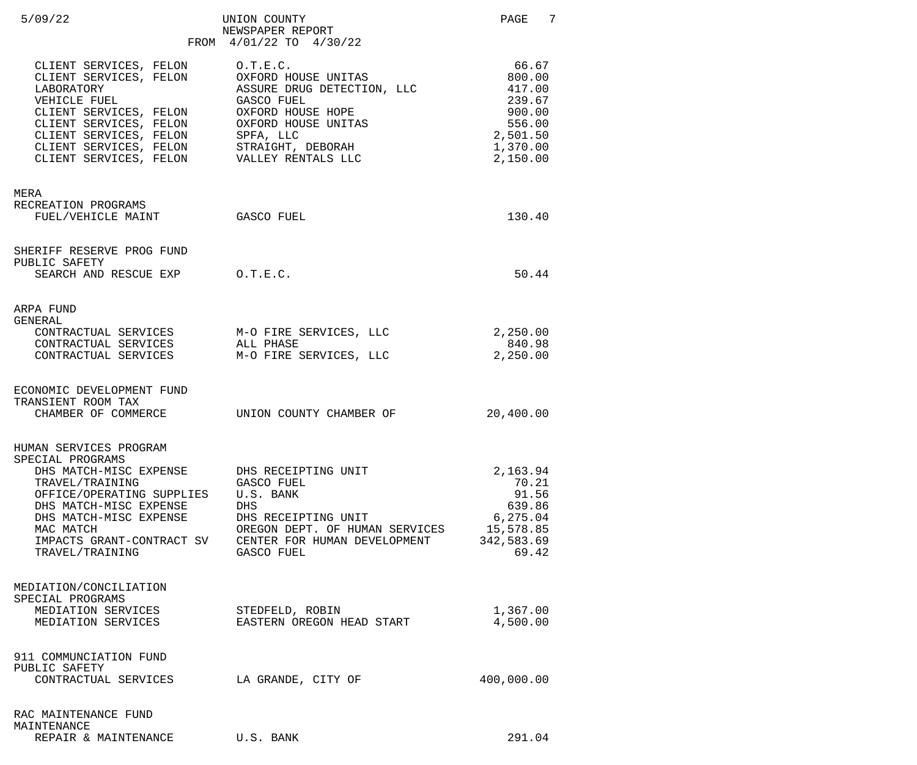UNION COUNTY
NEWSPAPER REPORT
FROM 4/01/22 TO 4/30/22

| | | |
|---|---|---|
| CLIENT SERVICES, FELON | O.T.E.C. | 66.67 |
| CLIENT SERVICES, FELON | OXFORD HOUSE UNITAS | 800.00 |
| LABORATORY | ASSURE DRUG DETECTION, LLC | 417.00 |
| VEHICLE FUEL | GASCO FUEL | 239.67 |
| CLIENT SERVICES, FELON | OXFORD HOUSE HOPE | 900.00 |
| CLIENT SERVICES, FELON | OXFORD HOUSE UNITAS | 556.00 |
| CLIENT SERVICES, FELON | SPFA, LLC | 2,501.50 |
| CLIENT SERVICES, FELON | STRAIGHT, DEBORAH | 1,370.00 |
| CLIENT SERVICES, FELON | VALLEY RENTALS LLC | 2,150.00 |

MERA
RECREATION PROGRAMS

| | | |
|---|---|---|
| FUEL/VEHICLE MAINT | GASCO FUEL | 130.40 |

SHERIFF RESERVE PROG FUND
PUBLIC SAFETY

| | | |
|---|---|---|
| SEARCH AND RESCUE EXP | O.T.E.C. | 50.44 |

ARPA FUND
GENERAL

| | | |
|---|---|---|
| CONTRACTUAL SERVICES | M-O FIRE SERVICES, LLC | 2,250.00 |
| CONTRACTUAL SERVICES | ALL PHASE | 840.98 |
| CONTRACTUAL SERVICES | M-O FIRE SERVICES, LLC | 2,250.00 |

ECONOMIC DEVELOPMENT FUND
TRANSIENT ROOM TAX

| | | |
|---|---|---|
| CHAMBER OF COMMERCE | UNION COUNTY CHAMBER OF | 20,400.00 |

HUMAN SERVICES PROGRAM
SPECIAL PROGRAMS

| | | |
|---|---|---|
| DHS MATCH-MISC EXPENSE | DHS RECEIPTING UNIT | 2,163.94 |
| TRAVEL/TRAINING | GASCO FUEL | 70.21 |
| OFFICE/OPERATING SUPPLIES | U.S. BANK | 91.56 |
| DHS MATCH-MISC EXPENSE | DHS | 639.86 |
| DHS MATCH-MISC EXPENSE | DHS RECEIPTING UNIT | 6,275.04 |
| MAC MATCH | OREGON DEPT. OF HUMAN SERVICES | 15,578.85 |
| IMPACTS GRANT-CONTRACT SV | CENTER FOR HUMAN DEVELOPMENT | 342,583.69 |
| TRAVEL/TRAINING | GASCO FUEL | 69.42 |

MEDIATION/CONCILIATION
SPECIAL PROGRAMS

| | | |
|---|---|---|
| MEDIATION SERVICES | STEDFELD, ROBIN | 1,367.00 |
| MEDIATION SERVICES | EASTERN OREGON HEAD START | 4,500.00 |

911 COMMUNCIATION FUND
PUBLIC SAFETY

| | | |
|---|---|---|
| CONTRACTUAL SERVICES | LA GRANDE, CITY OF | 400,000.00 |

RAC MAINTENANCE FUND
MAINTENANCE

| | | |
|---|---|---|
| REPAIR & MAINTENANCE | U.S. BANK | 291.04 |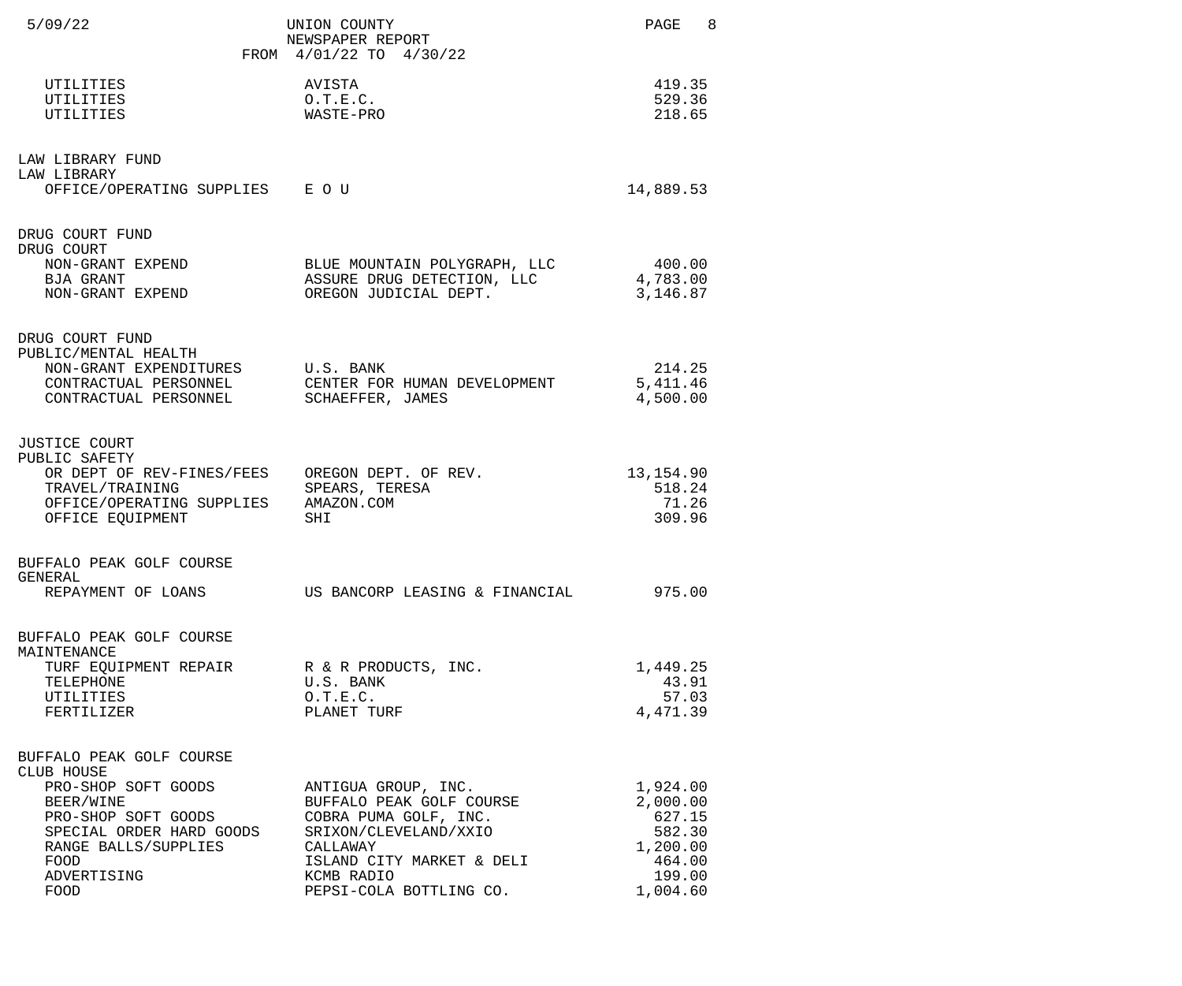| | | |
|---|---|---|
| UTILITIES | AVISTA | 419.35 |
| UTILITIES | O.T.E.C. | 529.36 |
| UTILITIES | WASTE-PRO | 218.65 |

LAW LIBRARY FUND
LAW LIBRARY

| | | |
|---|---|---|
| OFFICE/OPERATING SUPPLIES | E O U | 14,889.53 |

DRUG COURT FUND
DRUG COURT

| | | |
|---|---|---|
| NON-GRANT EXPEND | BLUE MOUNTAIN POLYGRAPH, LLC | 400.00 |
| BJA GRANT | ASSURE DRUG DETECTION, LLC | 4,783.00 |
| NON-GRANT EXPEND | OREGON JUDICIAL DEPT. | 3,146.87 |

DRUG COURT FUND
PUBLIC/MENTAL HEALTH

| | | |
|---|---|---|
| NON-GRANT EXPENDITURES | U.S. BANK | 214.25 |
| CONTRACTUAL PERSONNEL | CENTER FOR HUMAN DEVELOPMENT | 5,411.46 |
| CONTRACTUAL PERSONNEL | SCHAEFFER, JAMES | 4,500.00 |

JUSTICE COURT
PUBLIC SAFETY

| | | |
|---|---|---|
| OR DEPT OF REV-FINES/FEES | OREGON DEPT. OF REV. | 13,154.90 |
| TRAVEL/TRAINING | SPEARS, TERESA | 518.24 |
| OFFICE/OPERATING SUPPLIES | AMAZON.COM | 71.26 |
| OFFICE EQUIPMENT | SHI | 309.96 |

BUFFALO PEAK GOLF COURSE
GENERAL

| | | |
|---|---|---|
| REPAYMENT OF LOANS | US BANCORP LEASING & FINANCIAL | 975.00 |

BUFFALO PEAK GOLF COURSE
MAINTENANCE

| | | |
|---|---|---|
| TURF EQUIPMENT REPAIR | R & R PRODUCTS, INC. | 1,449.25 |
| TELEPHONE | U.S. BANK | 43.91 |
| UTILITIES | O.T.E.C. | 57.03 |
| FERTILIZER | PLANET TURF | 4,471.39 |

BUFFALO PEAK GOLF COURSE
CLUB HOUSE

| | | |
|---|---|---|
| PRO-SHOP SOFT GOODS | ANTIGUA GROUP, INC. | 1,924.00 |
| BEER/WINE | BUFFALO PEAK GOLF COURSE | 2,000.00 |
| PRO-SHOP SOFT GOODS | COBRA PUMA GOLF, INC. | 627.15 |
| SPECIAL ORDER HARD GOODS | SRIXON/CLEVELAND/XXIO | 582.30 |
| RANGE BALLS/SUPPLIES | CALLAWAY | 1,200.00 |
| FOOD | ISLAND CITY MARKET & DELI | 464.00 |
| ADVERTISING | KCMB RADIO | 199.00 |
| FOOD | PEPSI-COLA BOTTLING CO. | 1,004.60 |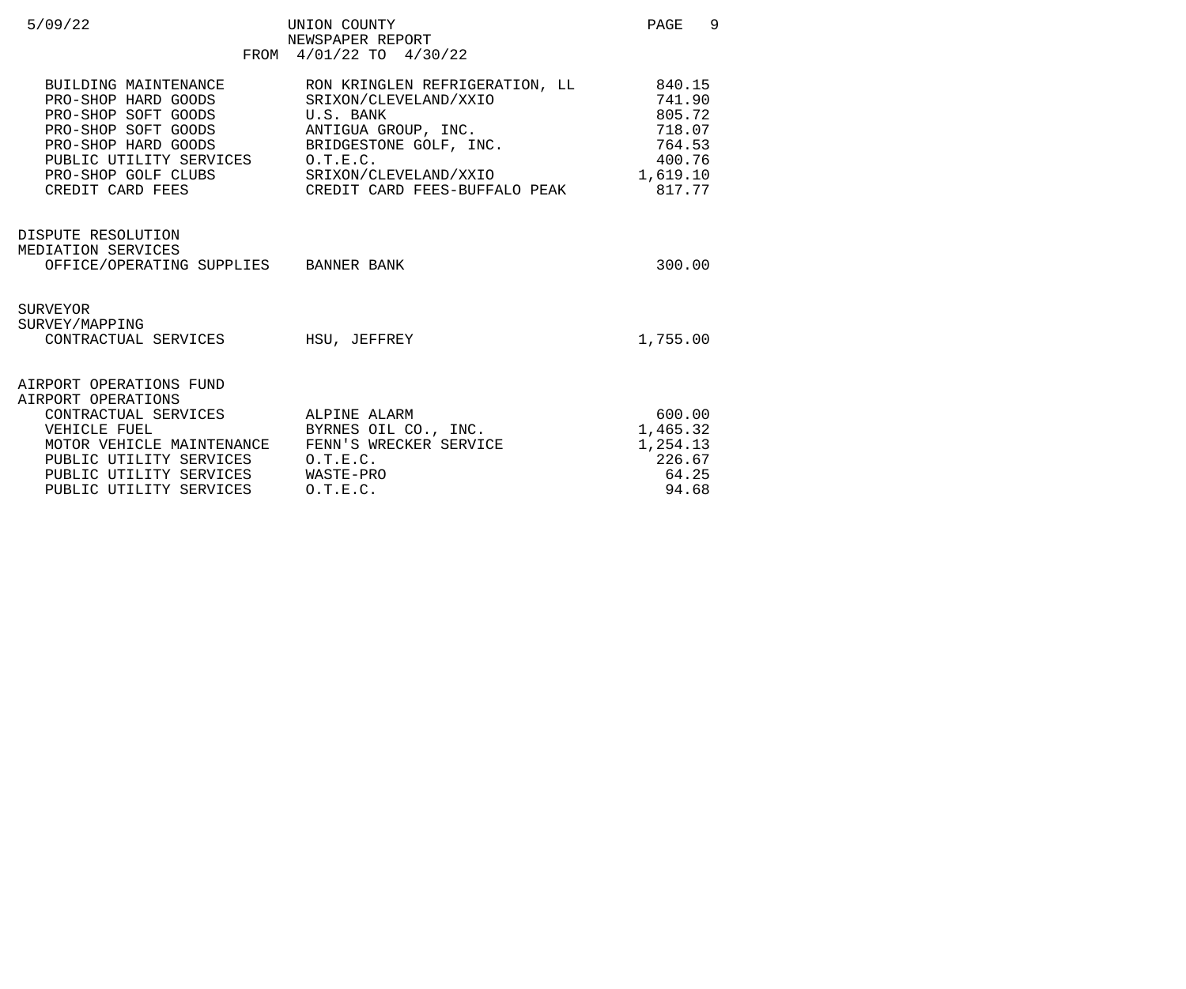| | | |
|---|---|---|
| BUILDING MAINTENANCE | RON KRINGLEN REFRIGERATION, LL | 840.15 |
| PRO-SHOP HARD GOODS | SRIXON/CLEVELAND/XXIO | 741.90 |
| PRO-SHOP SOFT GOODS | U.S. BANK | 805.72 |
| PRO-SHOP SOFT GOODS | ANTIGUA GROUP, INC. | 718.07 |
| PRO-SHOP HARD GOODS | BRIDGESTONE GOLF, INC. | 764.53 |
| PUBLIC UTILITY SERVICES | O.T.E.C. | 400.76 |
| PRO-SHOP GOLF CLUBS | SRIXON/CLEVELAND/XXIO | 1,619.10 |
| CREDIT CARD FEES | CREDIT CARD FEES-BUFFALO PEAK | 817.77 |

DISPUTE RESOLUTION
MEDIATION SERVICES

| | | |
|---|---|---|
| OFFICE/OPERATING SUPPLIES | BANNER BANK | 300.00 |

SURVEYOR
SURVEY/MAPPING

| | | |
|---|---|---|
| CONTRACTUAL SERVICES | HSU, JEFFREY | 1,755.00 |

AIRPORT OPERATIONS FUND
AIRPORT OPERATIONS

| | | |
|---|---|---|
| CONTRACTUAL SERVICES | ALPINE ALARM | 600.00 |
| VEHICLE FUEL | BYRNES OIL CO., INC. | 1,465.32 |
| MOTOR VEHICLE MAINTENANCE | FENN'S WRECKER SERVICE | 1,254.13 |
| PUBLIC UTILITY SERVICES | O.T.E.C. | 226.67 |
| PUBLIC UTILITY SERVICES | WASTE-PRO | 64.25 |
| PUBLIC UTILITY SERVICES | O.T.E.C. | 94.68 |